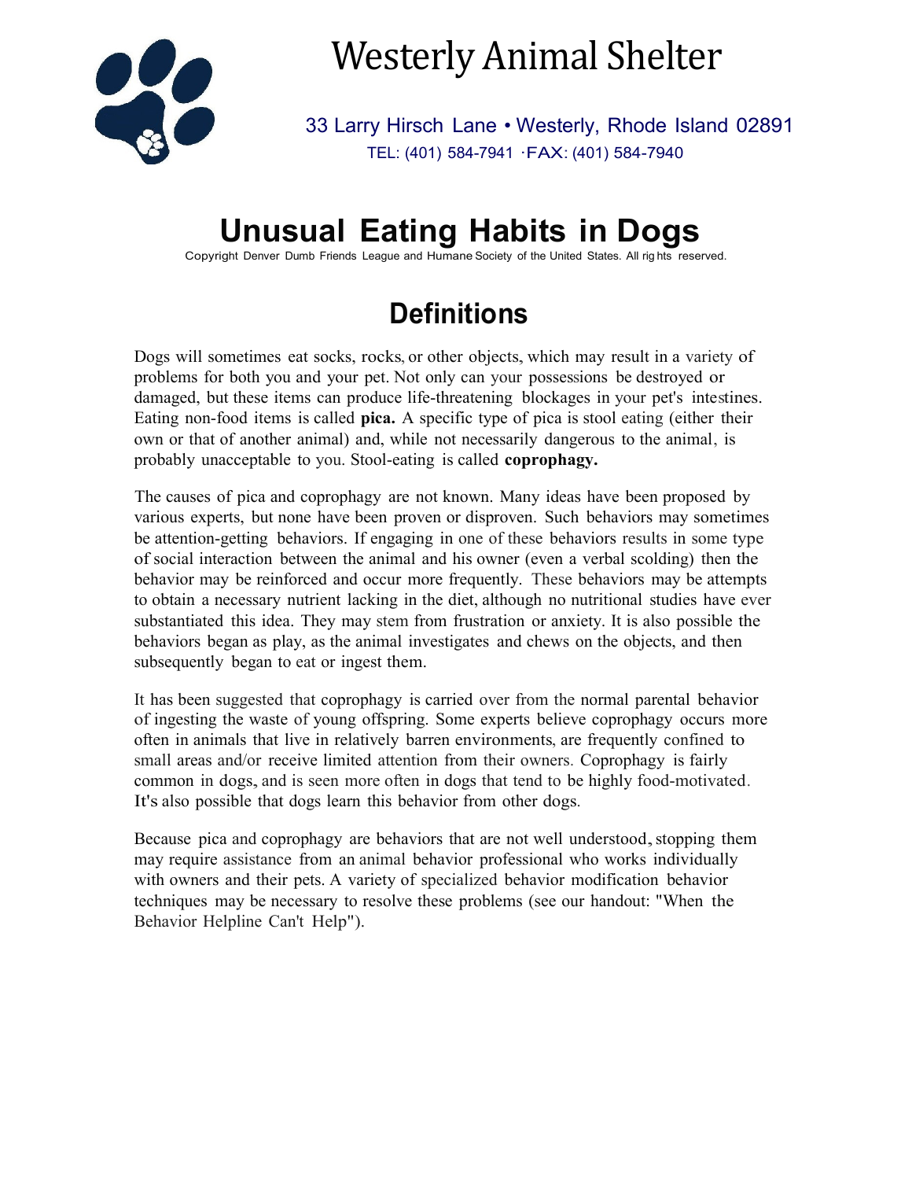# Westerly Animal Shelter

33 Larry Hirsch Lane • Westerly, Rhode Island 02891
TEL: (401) 584-7941 ·FAX: (401) 584-7940

# Unusual Eating Habits in Dogs

Copyright Denver Dumb Friends League and Humane Society of the United States. All rights reserved.

## Definitions

Dogs will sometimes eat socks, rocks, or other objects, which may result in a variety of problems for both you and your pet. Not only can your possessions be destroyed or damaged, but these items can produce life-threatening blockages in your pet's intestines. Eating non-food items is called **pica.** A specific type of pica is stool eating (either their own or that of another animal) and, while not necessarily dangerous to the animal, is probably unacceptable to you. Stool-eating is called **coprophagy.**

The causes of pica and coprophagy are not known. Many ideas have been proposed by various experts, but none have been proven or disproven. Such behaviors may sometimes be attention-getting behaviors. If engaging in one of these behaviors results in some type of social interaction between the animal and his owner (even a verbal scolding) then the behavior may be reinforced and occur more frequently. These behaviors may be attempts to obtain a necessary nutrient lacking in the diet, although no nutritional studies have ever substantiated this idea. They may stem from frustration or anxiety. It is also possible the behaviors began as play, as the animal investigates and chews on the objects, and then subsequently began to eat or ingest them.

It has been suggested that coprophagy is carried over from the normal parental behavior of ingesting the waste of young offspring. Some experts believe coprophagy occurs more often in animals that live in relatively barren environments, are frequently confined to small areas and/or receive limited attention from their owners. Coprophagy is fairly common in dogs, and is seen more often in dogs that tend to be highly food-motivated. It's also possible that dogs learn this behavior from other dogs.

Because pica and coprophagy are behaviors that are not well understood, stopping them may require assistance from an animal behavior professional who works individually with owners and their pets. A variety of specialized behavior modification behavior techniques may be necessary to resolve these problems (see our handout: "When the Behavior Helpline Can't Help").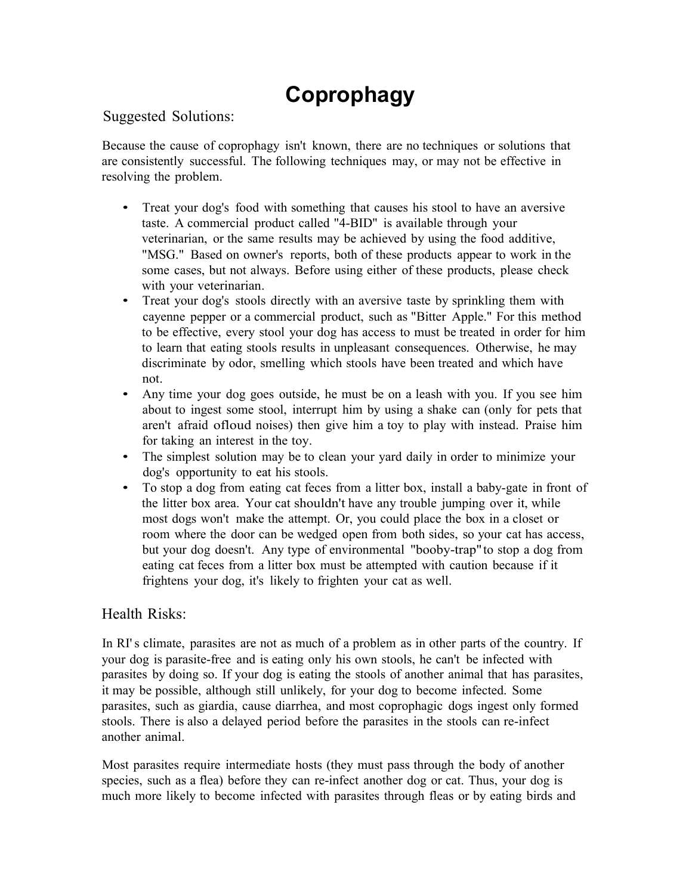# Coprophagy

## Suggested Solutions:

Because the cause of coprophagy isn't known, there are no techniques or solutions that are consistently successful. The following techniques may, or may not be effective in resolving the problem.

- Treat your dog's food with something that causes his stool to have an aversive taste. A commercial product called "4-BID" is available through your veterinarian, or the same results may be achieved by using the food additive, "MSG." Based on owner's reports, both of these products appear to work in the some cases, but not always. Before using either of these products, please check with your veterinarian.
- Treat your dog's stools directly with an aversive taste by sprinkling them with cayenne pepper or a commercial product, such as "Bitter Apple." For this method to be effective, every stool your dog has access to must be treated in order for him to learn that eating stools results in unpleasant consequences. Otherwise, he may discriminate by odor, smelling which stools have been treated and which have not.
- Any time your dog goes outside, he must be on a leash with you. If you see him about to ingest some stool, interrupt him by using a shake can (only for pets that aren't afraid ofloud noises) then give him a toy to play with instead. Praise him for taking an interest in the toy.
- The simplest solution may be to clean your yard daily in order to minimize your dog's opportunity to eat his stools.
- To stop a dog from eating cat feces from a litter box, install a baby-gate in front of the litter box area. Your cat shouldn't have any trouble jumping over it, while most dogs won't make the attempt. Or, you could place the box in a closet or room where the door can be wedged open from both sides, so your cat has access, but your dog doesn't. Any type of environmental "booby-trap" to stop a dog from eating cat feces from a litter box must be attempted with caution because if it frightens your dog, it's likely to frighten your cat as well.

## Health Risks:

In RI's climate, parasites are not as much of a problem as in other parts of the country. If your dog is parasite-free and is eating only his own stools, he can't be infected with parasites by doing so. If your dog is eating the stools of another animal that has parasites, it may be possible, although still unlikely, for your dog to become infected. Some parasites, such as giardia, cause diarrhea, and most coprophagic dogs ingest only formed stools. There is also a delayed period before the parasites in the stools can re-infect another animal.

Most parasites require intermediate hosts (they must pass through the body of another species, such as a flea) before they can re-infect another dog or cat. Thus, your dog is much more likely to become infected with parasites through fleas or by eating birds and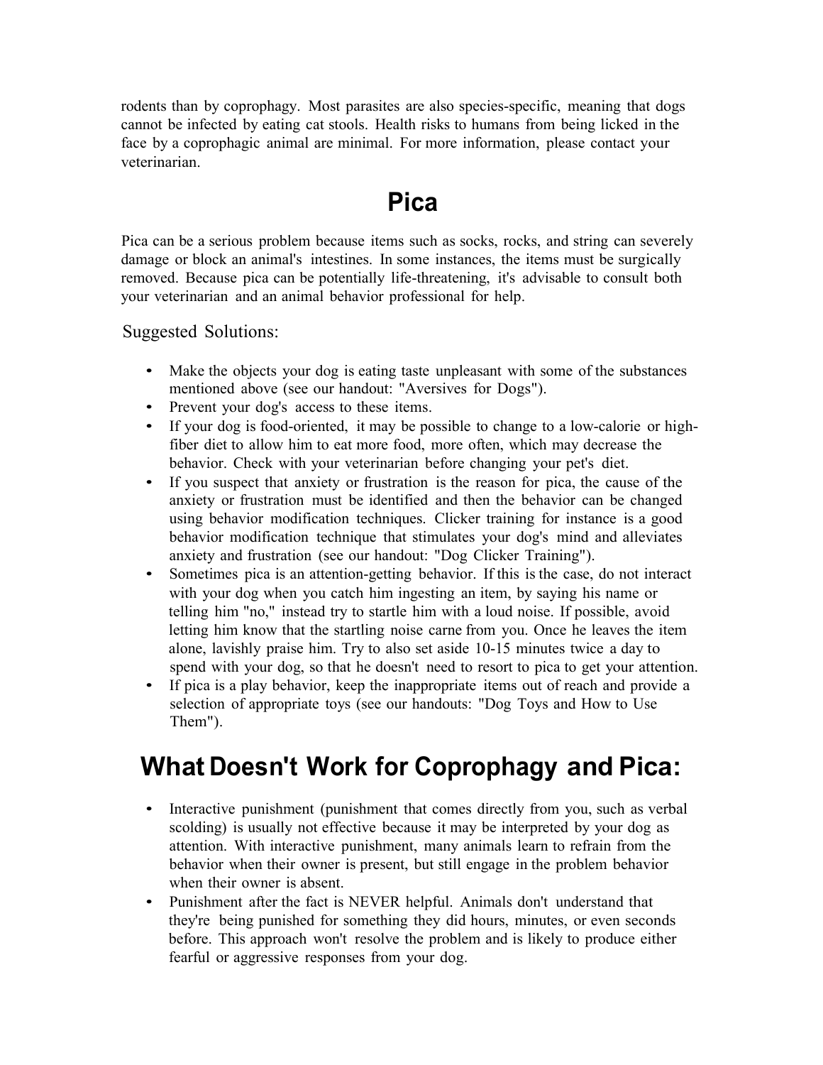rodents than by coprophagy. Most parasites are also species-specific, meaning that dogs cannot be infected by eating cat stools. Health risks to humans from being licked in the face by a coprophagic animal are minimal. For more information, please contact your veterinarian.

## Pica

Pica can be a serious problem because items such as socks, rocks, and string can severely damage or block an animal's intestines. In some instances, the items must be surgically removed. Because pica can be potentially life-threatening, it's advisable to consult both your veterinarian and an animal behavior professional for help.

Suggested Solutions:

- Make the objects your dog is eating taste unpleasant with some of the substances mentioned above (see our handout: "Aversives for Dogs").
- Prevent your dog's access to these items.
- If your dog is food-oriented, it may be possible to change to a low-calorie or high-fiber diet to allow him to eat more food, more often, which may decrease the behavior. Check with your veterinarian before changing your pet's diet.
- If you suspect that anxiety or frustration is the reason for pica, the cause of the anxiety or frustration must be identified and then the behavior can be changed using behavior modification techniques. Clicker training for instance is a good behavior modification technique that stimulates your dog's mind and alleviates anxiety and frustration (see our handout: "Dog Clicker Training").
- Sometimes pica is an attention-getting behavior. If this is the case, do not interact with your dog when you catch him ingesting an item, by saying his name or telling him "no," instead try to startle him with a loud noise. If possible, avoid letting him know that the startling noise carne from you. Once he leaves the item alone, lavishly praise him. Try to also set aside 10-15 minutes twice a day to spend with your dog, so that he doesn't need to resort to pica to get your attention.
- If pica is a play behavior, keep the inappropriate items out of reach and provide a selection of appropriate toys (see our handouts: "Dog Toys and How to Use Them").

## What Doesn't Work for Coprophagy and Pica:

- Interactive punishment (punishment that comes directly from you, such as verbal scolding) is usually not effective because it may be interpreted by your dog as attention. With interactive punishment, many animals learn to refrain from the behavior when their owner is present, but still engage in the problem behavior when their owner is absent.
- Punishment after the fact is NEVER helpful. Animals don't understand that they're being punished for something they did hours, minutes, or even seconds before. This approach won't resolve the problem and is likely to produce either fearful or aggressive responses from your dog.